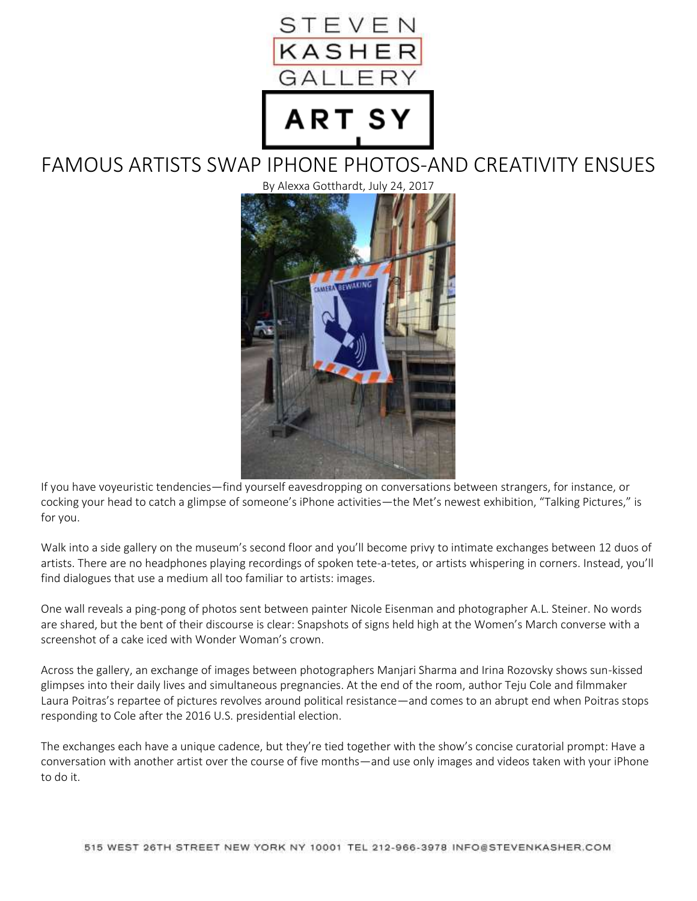STEVEN KASHER GALLERY

ARTSY

# FAMOUS ARTISTS SWAP IPHONE PHOTOS-AND CREATIVITY ENSUES

By Alexxa Gotthardt, July 24, 2017

If you have voyeuristic tendencies—find yourself eavesdropping on conversations between strangers, for instance, or cocking your head to catch a glimpse of someone's iPhone activities—the Met's newest exhibition, "Talking Pictures," is for you.

Walk into a side gallery on the museum's second floor and you'll become privy to intimate exchanges between 12 duos of artists. There are no headphones playing recordings of spoken tete-a-tetes, or artists whispering in corners. Instead, you'll find dialogues that use a medium all too familiar to artists: images.

One wall reveals a ping-pong of photos sent between painter Nicole Eisenman and photographer A.L. Steiner. No words are shared, but the bent of their discourse is clear: Snapshots of signs held high at the Women's March converse with a screenshot of a cake iced with Wonder Woman's crown.

Across the gallery, an exchange of images between photographers Manjari Sharma and Irina Rozovsky shows sun-kissed glimpses into their daily lives and simultaneous pregnancies. At the end of the room, author Teju Cole and filmmaker Laura Poitras's repartee of pictures revolves around political resistance—and comes to an abrupt end when Poitras stops responding to Cole after the 2016 U.S. presidential election.

The exchanges each have a unique cadence, but they're tied together with the show's concise curatorial prompt: Have a conversation with another artist over the course of five months—and use only images and videos taken with your iPhone to do it.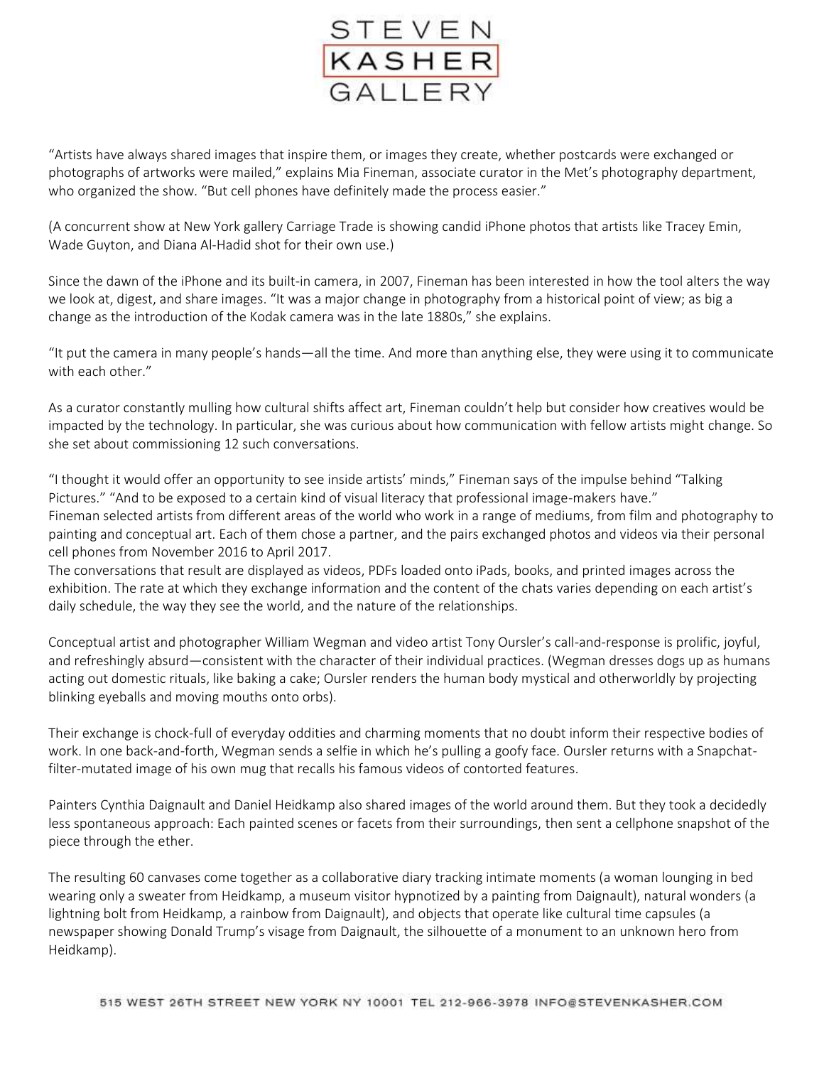"Artists have always shared images that inspire them, or images they create, whether postcards were exchanged or photographs of artworks were mailed," explains Mia Fineman, associate curator in the Met's photography department, who organized the show. "But cell phones have definitely made the process easier."

(A concurrent show at New York gallery Carriage Trade is showing candid iPhone photos that artists like Tracey Emin, Wade Guyton, and Diana Al-Hadid shot for their own use.)

Since the dawn of the iPhone and its built-in camera, in 2007, Fineman has been interested in how the tool alters the way we look at, digest, and share images. "It was a major change in photography from a historical point of view; as big a change as the introduction of the Kodak camera was in the late 1880s," she explains.

"It put the camera in many people's hands—all the time. And more than anything else, they were using it to communicate with each other."

As a curator constantly mulling how cultural shifts affect art, Fineman couldn't help but consider how creatives would be impacted by the technology. In particular, she was curious about how communication with fellow artists might change. So she set about commissioning 12 such conversations.

"I thought it would offer an opportunity to see inside artists' minds," Fineman says of the impulse behind "Talking Pictures." "And to be exposed to a certain kind of visual literacy that professional image-makers have."
Fineman selected artists from different areas of the world who work in a range of mediums, from film and photography to painting and conceptual art. Each of them chose a partner, and the pairs exchanged photos and videos via their personal cell phones from November 2016 to April 2017.
The conversations that result are displayed as videos, PDFs loaded onto iPads, books, and printed images across the exhibition. The rate at which they exchange information and the content of the chats varies depending on each artist's daily schedule, the way they see the world, and the nature of the relationships.

Conceptual artist and photographer William Wegman and video artist Tony Oursler's call-and-response is prolific, joyful, and refreshingly absurd—consistent with the character of their individual practices. (Wegman dresses dogs up as humans acting out domestic rituals, like baking a cake; Oursler renders the human body mystical and otherworldly by projecting blinking eyeballs and moving mouths onto orbs).

Their exchange is chock-full of everyday oddities and charming moments that no doubt inform their respective bodies of work. In one back-and-forth, Wegman sends a selfie in which he's pulling a goofy face. Oursler returns with a Snapchat-filter-mutated image of his own mug that recalls his famous videos of contorted features.

Painters Cynthia Daignault and Daniel Heidkamp also shared images of the world around them. But they took a decidedly less spontaneous approach: Each painted scenes or facets from their surroundings, then sent a cellphone snapshot of the piece through the ether.

The resulting 60 canvases come together as a collaborative diary tracking intimate moments (a woman lounging in bed wearing only a sweater from Heidkamp, a museum visitor hypnotized by a painting from Daignault), natural wonders (a lightning bolt from Heidkamp, a rainbow from Daignault), and objects that operate like cultural time capsules (a newspaper showing Donald Trump's visage from Daignault, the silhouette of a monument to an unknown hero from Heidkamp).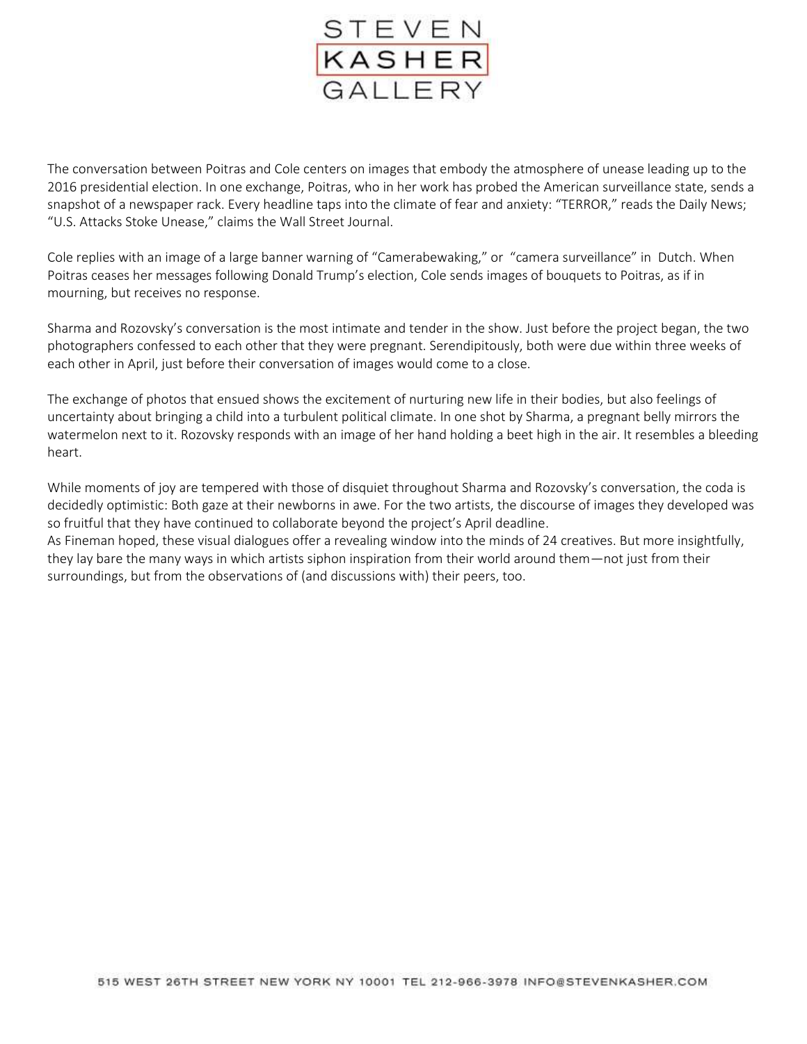The conversation between Poitras and Cole centers on images that embody the atmosphere of unease leading up to the 2016 presidential election. In one exchange, Poitras, who in her work has probed the American surveillance state, sends a snapshot of a newspaper rack. Every headline taps into the climate of fear and anxiety: “TERROR,” reads the Daily News; “U.S. Attacks Stoke Unease,” claims the Wall Street Journal.

Cole replies with an image of a large banner warning of “Camerabewaking,” or “camera surveillance” in Dutch. When Poitras ceases her messages following Donald Trump’s election, Cole sends images of bouquets to Poitras, as if in mourning, but receives no response.

Sharma and Rozovsky’s conversation is the most intimate and tender in the show. Just before the project began, the two photographers confessed to each other that they were pregnant. Serendipitously, both were due within three weeks of each other in April, just before their conversation of images would come to a close.

The exchange of photos that ensued shows the excitement of nurturing new life in their bodies, but also feelings of uncertainty about bringing a child into a turbulent political climate. In one shot by Sharma, a pregnant belly mirrors the watermelon next to it. Rozovsky responds with an image of her hand holding a beet high in the air. It resembles a bleeding heart.

While moments of joy are tempered with those of disquiet throughout Sharma and Rozovsky’s conversation, the coda is decidedly optimistic: Both gaze at their newborns in awe. For the two artists, the discourse of images they developed was so fruitful that they have continued to collaborate beyond the project’s April deadline.

As Fineman hoped, these visual dialogues offer a revealing window into the minds of 24 creatives. But more insightfully, they lay bare the many ways in which artists siphon inspiration from their world around them—not just from their surroundings, but from the observations of (and discussions with) their peers, too.